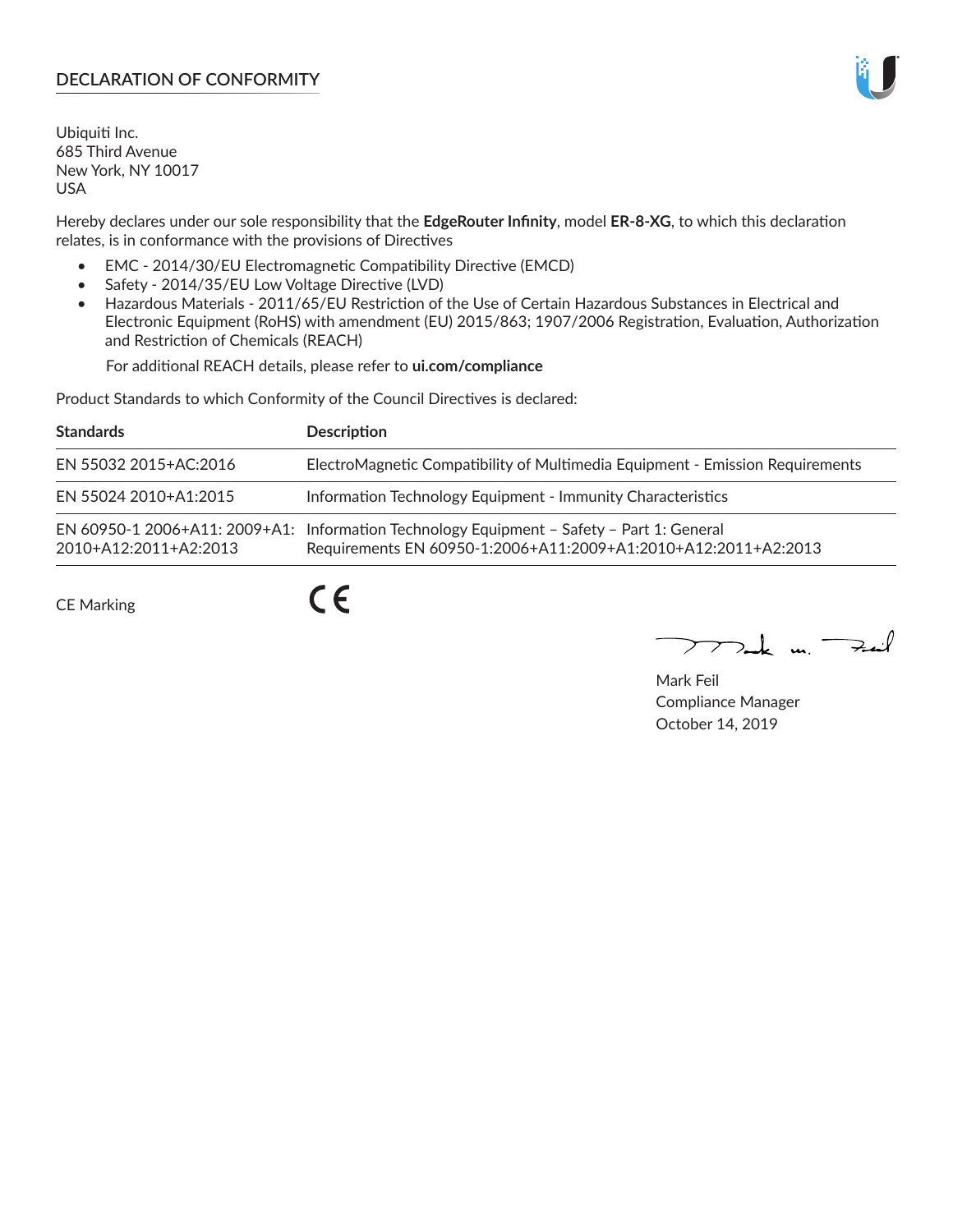# DECLARATION OF CONFORMITY

Ubiquiti Inc.
685 Third Avenue
New York, NY 10017
USA

Hereby declares under our sole responsibility that the **EdgeRouter Infinity**, model **ER-8-XG**, to which this declaration relates, is in conformance with the provisions of Directives

- EMC - 2014/30/EU Electromagnetic Compatibility Directive (EMCD)
- Safety - 2014/35/EU Low Voltage Directive (LVD)
- Hazardous Materials - 2011/65/EU Restriction of the Use of Certain Hazardous Substances in Electrical and Electronic Equipment (RoHS) with amendment (EU) 2015/863; 1907/2006 Registration, Evaluation, Authorization and Restriction of Chemicals (REACH)

  For additional REACH details, please refer to **ui.com/compliance**

Product Standards to which Conformity of the Council Directives is declared:

| Standards | Description |
| --- | --- |
| EN 55032 2015+AC:2016 | ElectroMagnetic Compatibility of Multimedia Equipment - Emission Requirements |
| EN 55024 2010+A1:2015 | Information Technology Equipment - Immunity Characteristics |
| EN 60950-1 2006+A11: 2009+A1: 2010+A12:2011+A2:2013 | Information Technology Equipment – Safety – Part 1: General Requirements EN 60950-1:2006+A11:2009+A1:2010+A12:2011+A2:2013 |

CE Marking

Mark Feil
Compliance Manager
October 14, 2019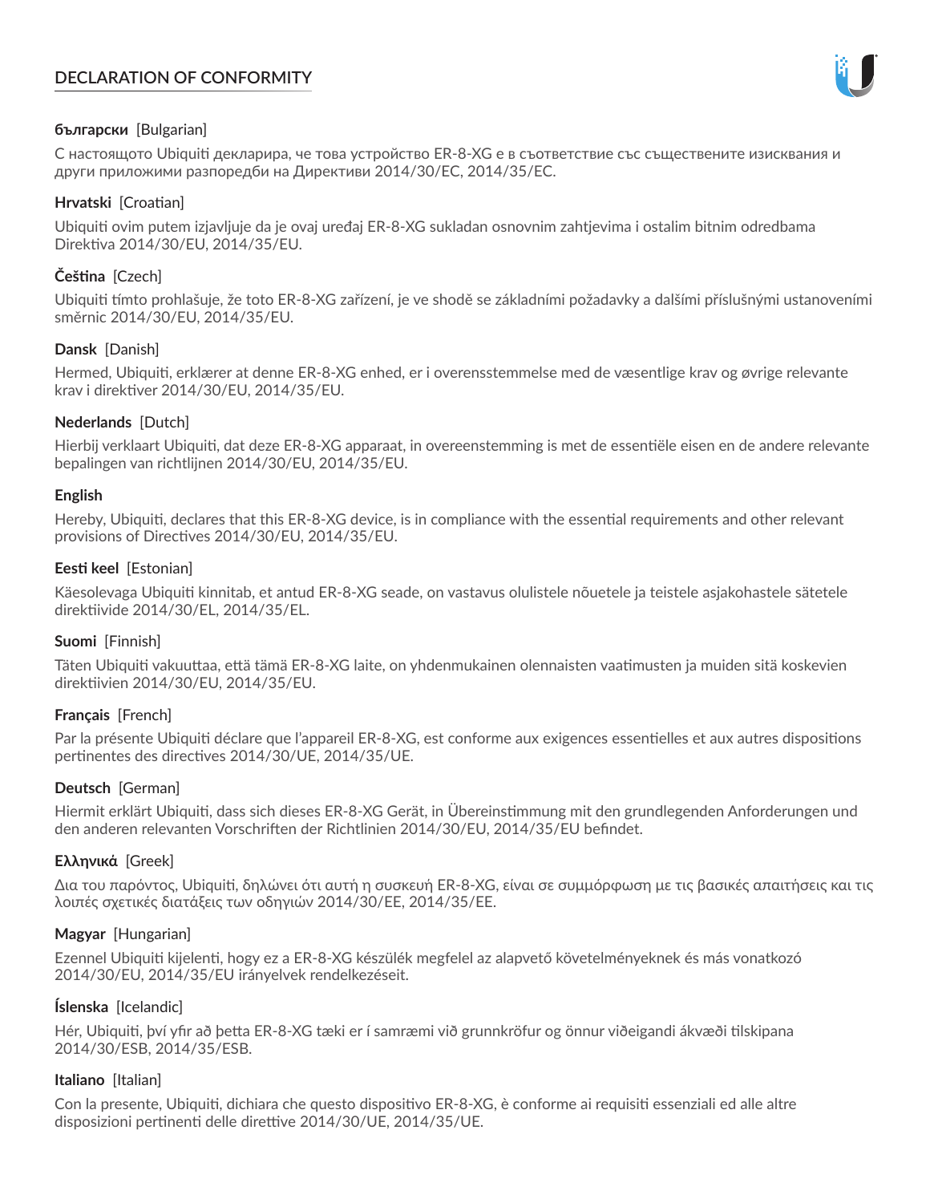# DECLARATION OF CONFORMITY

**български** [Bulgarian]

С настоящото Ubiquiti декларира, че това устройство ER-8-XG е в съответствие със съществените изисквания и други приложими разпоредби на Директиви 2014/30/ЕС, 2014/35/ЕС.

**Hrvatski** [Croatian]

Ubiquiti ovim putem izjavljuje da je ovaj uređaj ER-8-XG sukladan osnovnim zahtjevima i ostalim bitnim odredbama Direktiva 2014/30/EU, 2014/35/EU.

**Čeština** [Czech]

Ubiquiti tímto prohlašuje, že toto ER-8-XG zařízení, je ve shodě se základními požadavky a dalšími příslušnými ustanoveními směrnic 2014/30/EU, 2014/35/EU.

**Dansk** [Danish]

Hermed, Ubiquiti, erklærer at denne ER-8-XG enhed, er i overensstemmelse med de væsentlige krav og øvrige relevante krav i direktiver 2014/30/EU, 2014/35/EU.

**Nederlands** [Dutch]

Hierbij verklaart Ubiquiti, dat deze ER-8-XG apparaat, in overeenstemming is met de essentiële eisen en de andere relevante bepalingen van richtlijnen 2014/30/EU, 2014/35/EU.

**English**

Hereby, Ubiquiti, declares that this ER-8-XG device, is in compliance with the essential requirements and other relevant provisions of Directives 2014/30/EU, 2014/35/EU.

**Eesti keel** [Estonian]

Käesolevaga Ubiquiti kinnitab, et antud ER-8-XG seade, on vastavus olulistele nõuetele ja teistele asjakohastele sätetele direktiivide 2014/30/EL, 2014/35/EL.

**Suomi** [Finnish]

Täten Ubiquiti vakuuttaa, että tämä ER-8-XG laite, on yhdenmukainen olennaisten vaatimusten ja muiden sitä koskevien direktiivien 2014/30/EU, 2014/35/EU.

**Français** [French]

Par la présente Ubiquiti déclare que l'appareil ER-8-XG, est conforme aux exigences essentielles et aux autres dispositions pertinentes des directives 2014/30/UE, 2014/35/UE.

**Deutsch** [German]

Hiermit erklärt Ubiquiti, dass sich dieses ER-8-XG Gerät, in Übereinstimmung mit den grundlegenden Anforderungen und den anderen relevanten Vorschriften der Richtlinien 2014/30/EU, 2014/35/EU befindet.

**Ελληνικά** [Greek]

Δια του παρόντος, Ubiquiti, δηλώνει ότι αυτή η συσκευή ER-8-XG, είναι σε συμμόρφωση με τις βασικές απαιτήσεις και τις λοιπές σχετικές διατάξεις των οδηγιών 2014/30/EE, 2014/35/EE.

**Magyar** [Hungarian]

Ezennel Ubiquiti kijelenti, hogy ez a ER-8-XG készülék megfelel az alapvető követelményeknek és más vonatkozó 2014/30/EU, 2014/35/EU irányelvek rendelkezéseit.

**Íslenska** [Icelandic]

Hér, Ubiquiti, því yfir að þetta ER-8-XG tæki er í samræmi við grunnkröfur og önnur viðeigandi ákvæði tilskipana 2014/30/ESB, 2014/35/ESB.

**Italiano** [Italian]

Con la presente, Ubiquiti, dichiara che questo dispositivo ER-8-XG, è conforme ai requisiti essenziali ed alle altre disposizioni pertinenti delle direttive 2014/30/UE, 2014/35/UE.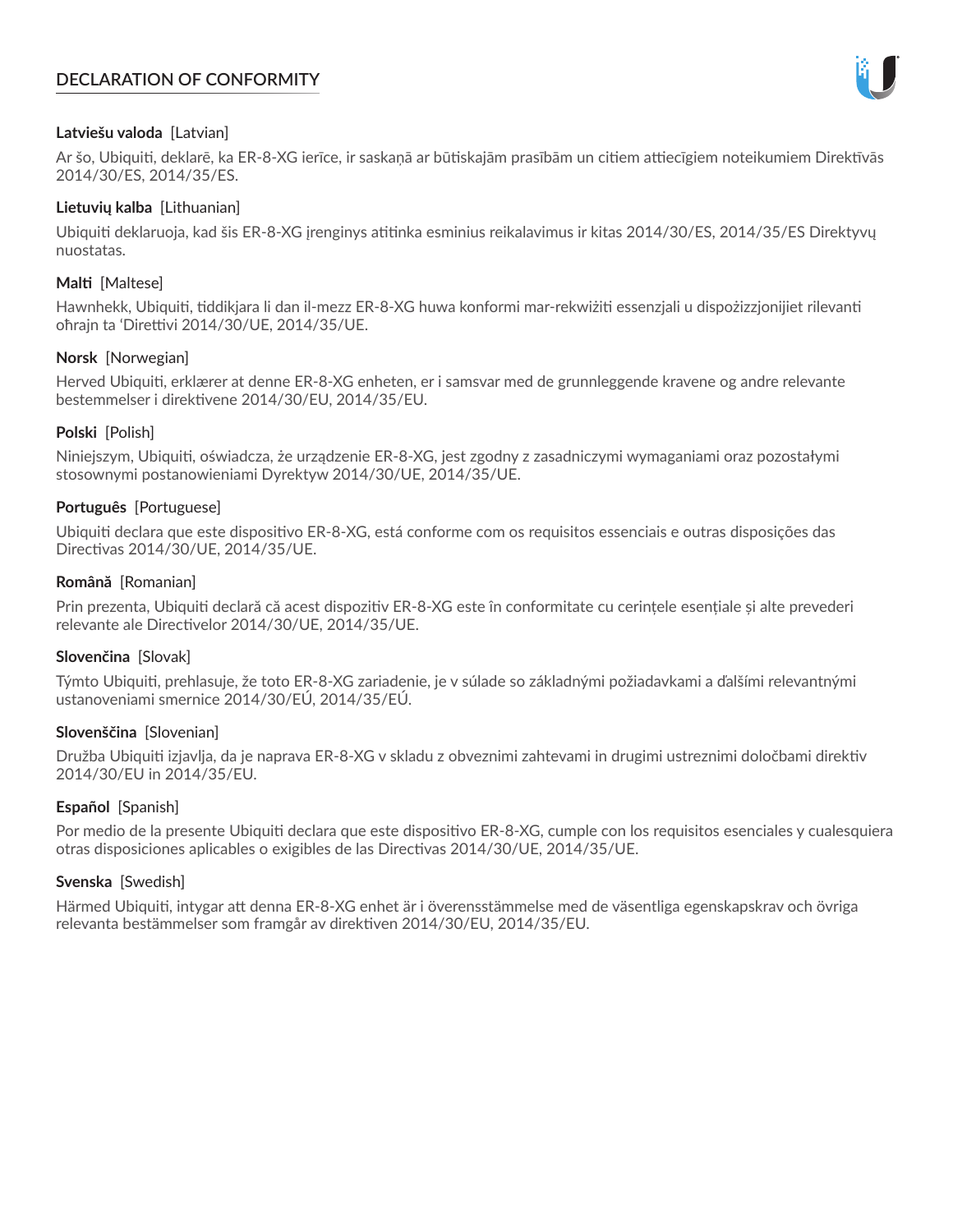## DECLARATION OF CONFORMITY

**Latviešu valoda** [Latvian]

Ar šo, Ubiquiti, deklarē, ka ER-8-XG ierīce, ir saskaņā ar būtiskajām prasībām un citiem attiecīgiem noteikumiem Direktīvās 2014/30/ES, 2014/35/ES.

**Lietuvių kalba** [Lithuanian]

Ubiquiti deklaruoja, kad šis ER-8-XG įrenginys atitinka esminius reikalavimus ir kitas 2014/30/ES, 2014/35/ES Direktyvų nuostatas.

**Malti** [Maltese]

Hawnhekk, Ubiquiti, tiddikjara li dan il-mezz ER-8-XG huwa konformi mar-rekwiżiti essenzjali u dispożizzjonijiet rilevanti oħrajn ta 'Direttivi 2014/30/UE, 2014/35/UE.

**Norsk** [Norwegian]

Herved Ubiquiti, erklærer at denne ER-8-XG enheten, er i samsvar med de grunnleggende kravene og andre relevante bestemmelser i direktivene 2014/30/EU, 2014/35/EU.

**Polski** [Polish]

Niniejszym, Ubiquiti, oświadcza, że urządzenie ER-8-XG, jest zgodny z zasadniczymi wymaganiami oraz pozostałymi stosownymi postanowieniami Dyrektyw 2014/30/UE, 2014/35/UE.

**Português** [Portuguese]

Ubiquiti declara que este dispositivo ER-8-XG, está conforme com os requisitos essenciais e outras disposições das Directivas 2014/30/UE, 2014/35/UE.

**Română** [Romanian]

Prin prezenta, Ubiquiti declară că acest dispozitiv ER-8-XG este în conformitate cu cerințele esențiale și alte prevederi relevante ale Directivelor 2014/30/UE, 2014/35/UE.

**Slovenčina** [Slovak]

Týmto Ubiquiti, prehlasuje, že toto ER-8-XG zariadenie, je v súlade so základnými požiadavkami a ďalšími relevantnými ustanoveniami smernice 2014/30/EÚ, 2014/35/EÚ.

**Slovenščina** [Slovenian]

Družba Ubiquiti izjavlja, da je naprava ER-8-XG v skladu z obveznimi zahtevami in drugimi ustreznimi določbami direktiv 2014/30/EU in 2014/35/EU.

**Español** [Spanish]

Por medio de la presente Ubiquiti declara que este dispositivo ER-8-XG, cumple con los requisitos esenciales y cualesquiera otras disposiciones aplicables o exigibles de las Directivas 2014/30/UE, 2014/35/UE.

**Svenska** [Swedish]

Härmed Ubiquiti, intygar att denna ER-8-XG enhet är i överensstämmelse med de väsentliga egenskapskrav och övriga relevanta bestämmelser som framgår av direktiven 2014/30/EU, 2014/35/EU.